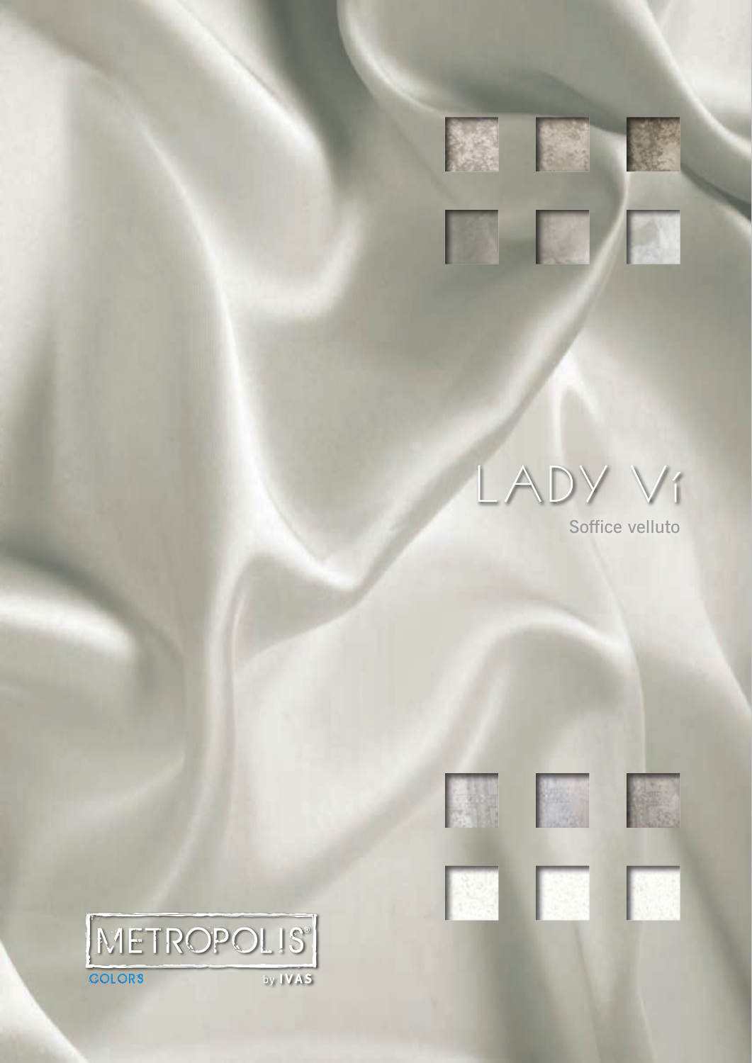# LADY Ví

Soffice velluto

METROPOLIS®

COLORS

by IVAS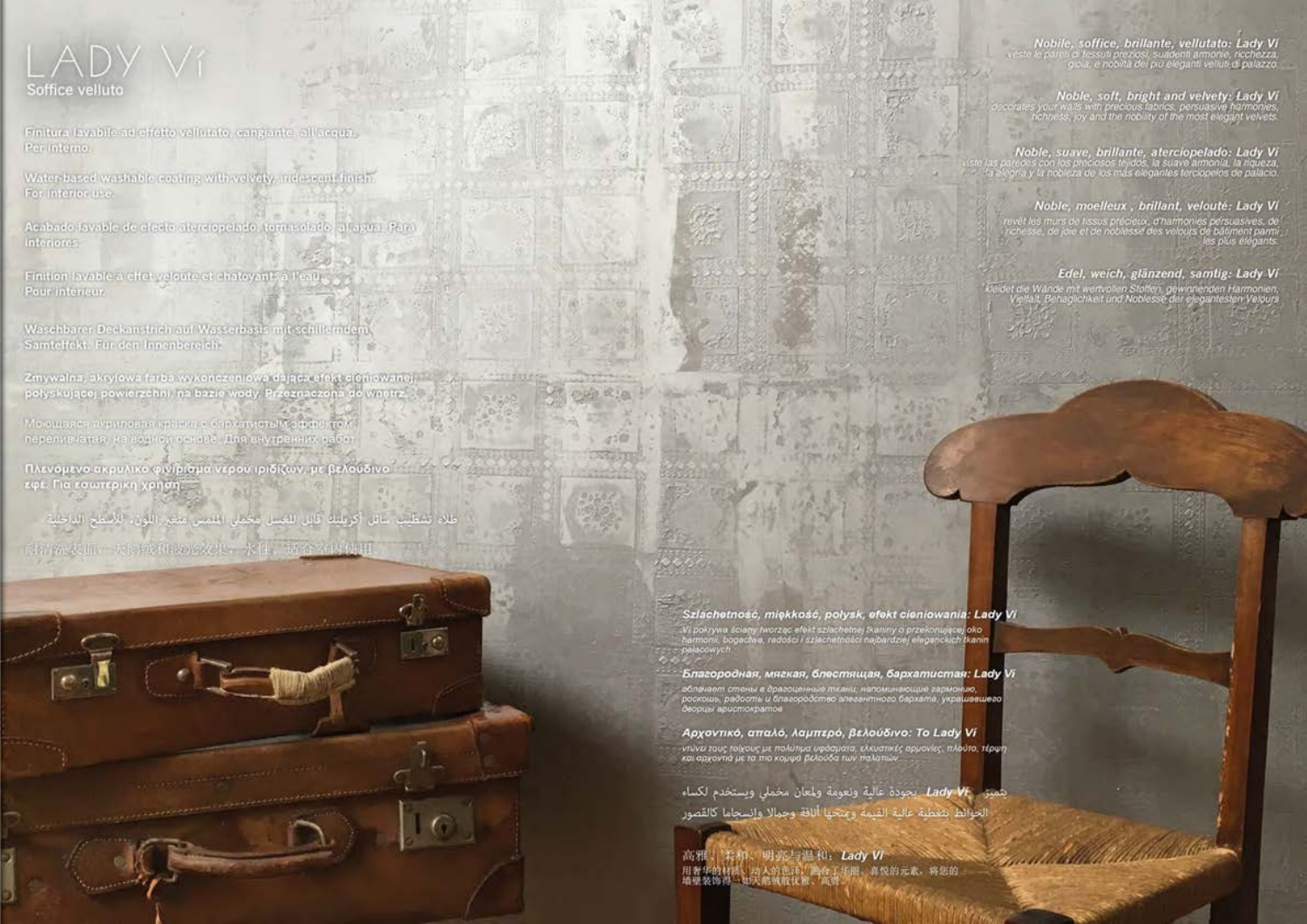# LADY Ví

## Soffice velluto

Finitura lavabile ad effetto vellutato, cangiante, all'acqua. Per interno.

Water-based washable coating with velvety, iridescent finish. For interior use.

Acabado lavable de efecto aterciopelado, tornasolado, al agua. Para interiores.

Finition lavable à effet velouté et chatoyant, à l'eau. Pour intérieur.

Waschbarer Deckanstrich auf Wasserbasis mit schillerndem Samteffekt. Für den Innenbereich.

Zmywalna, akrylowa farba wykończeniowa dająca efekt cieniowanej połyskującej powierzchni, na bazie wody. Przeznaczona do wnętrz.

Моющаяся акриловая краска с бархатистым эффектом, переливчатая, на водной основе. Для внутренних работ.

Πλενόμενο ακρυλικό φινίρισμα νερού ιριδίζων, με βελούδινο εφέ. Για εσωτερική χρήση.

طلاء تشطيب سائل أكريليك قابل للغسل مخملي الملمس متغير اللون، للأسطح الداخلية

耐洗涤漆面，天鹅绒和波纹效果，水性，适合室内使用

**Nobile, soffice, brillante, vellutato: Lady Vi**
veste le pareti di tessuti preziosi, suadenti armonie, ricchezza, gioia, e nobiltà dei più eleganti velluti di palazzo.

**Noble, soft, bright and velvety: Lady Vi**
decorates your walls with precious fabrics, persuasive harmonies, richness, joy and the nobility of the most elegant velvets.

**Noble, suave, brillante, aterciopelado: Lady Vi**
viste las paredes con los preciosos tejidos, la suave armonía, la riqueza, la alegría y la nobleza de los más elegantes terciopelos de palacio.

**Noble, moelleux , brillant, velouté: Lady Vi**
revêt les murs de tissus précieux, d'harmonies persuasives, de richesse, de joie et de noblesse des velours de bâtiment parmi les plus élégants.

**Edel, weich, glänzend, samtig: Lady Vi**
kleidet die Wände mit wertvollen Stoffen, gewinnenden Harmonien, Vielfalt, Behaglichkeit und Noblesse der elegantesten Velours

**Szlachetność, miękkość, połysk, efekt cieniowania: Lady Vi**
Vi pokrywa ściany tworząc efekt szlachetnej tkaniny o przekonującej oko harmonii, bogactwa, radości i szlachetności najbardziej eleganckich tkanin pałacowych

**Благородная, мягкая, блестящая, бархатистая: Lady Vi**
облачает стены в драгоценные ткани, напоминающие гармонию, роскошь, радость и благородство элегантного бархата, украшавшего дворцы аристократов

**Αρχοντικό, απαλό, λαμπερό, βελούδινο: To Lady Vi**
ντύνει τους τοίχους με πολύτιμα υφάσματα, ελκυστικές αρμονίες, πλούτο, τέρψη και αρχοντιά με τα πιο κομψά βελούδα των παλατιών

يتميز **Lady Vi** بجودة عالية ونعومة ولمعان مخملي ويستخدم لكساء الحوائط بتغطية عالية القيمة ومنحها أناقة وجمالا وانسجاما كالقصور

**高雅、柔和、明亮与温和：Lady Vi**
用奢华的材质、动人的色泽，融合了华丽、喜悦的元素，将您的墙壁装饰得一如天鹅绒般优雅、高贵。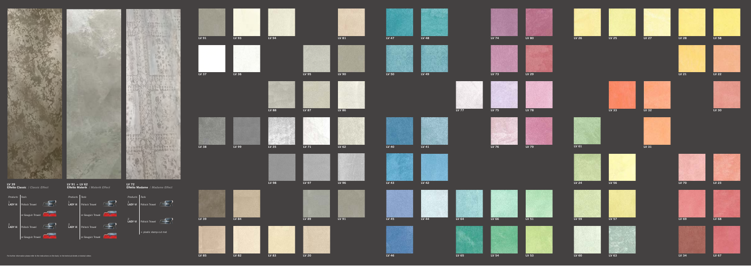**LV 39**
**Effetto Classic** / *Classic Effect*

| Products | Tools |
|---|---|
| 1 LADY VI | Pollock Trowel |
| | or Gauguin Trowel |
| 2 LADY VI | Pollock Trowel |
| | or Gauguin Trowel |

**LV 91 + LV 62**
**Effetto Materik** / *Materik Effect*

| Products | Tools |
|---|---|
| 1 LADY VI | Pollock Trowel |
| | or Gauguin Trowel |
| 2 LADY VI | Pollock Trowel |
| | or Gauguin Trowel |

**LV 72**
**Effetto Madame** / *Madame Effect*

| Products | Tools |
|---|---|
| 1 LADY VI | Pollock Trowel |
| 2 LADY VI | Pollock Trowel |
| | + plastic stamp-cut mat |

For further information please refer to the instructions on the back, to the technical sheets or tutorial videos

LV 91, LV 93, LV 94, LV 81, LV 47, LV 48, LV 74, LV 80, LV 26, LV 25, LV 27, LV 28, LV 58

LV 37, LV 36, LV 95, LV 90, LV 50, LV 49, LV 73, LV 29, LV 21, LV 22

LV 88, LV 87, LV 86, LV 77, LV 75, LV 78, LV 33, LV 32, LV 30

LV 38, LV 99, LV 35, LV 71, LV 62, LV 40, LV 41, LV 76, LV 79, LV 61, LV 31

LV 98, LV 97, LV 96, LV 43, LV 42, LV 24, LV 56, LV 70, LV 23

LV 39, LV 84, LV 89, LV 91, LV 45, LV 44, LV 64, LV 66, LV 51, LV 59, LV 57, LV 69, LV 68

LV 85, LV 82, LV 83, LV 20, LV 46, LV 65, LV 54, LV 53, LV 60, LV 63, LV 34, LV 67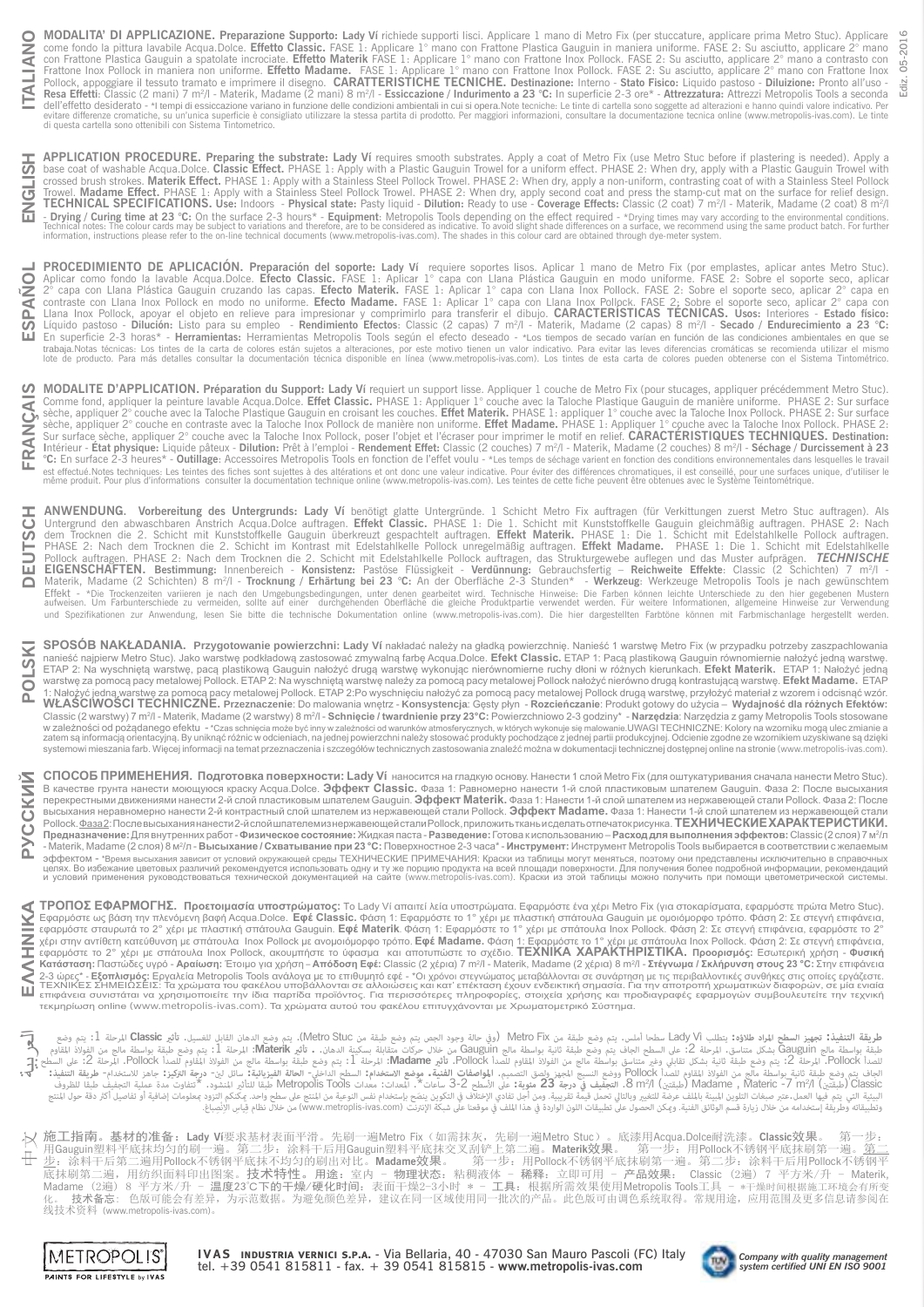Ediz. 05-2016

## ITALIANO

**MODALITA' DI APPLICAZIONE. Preparazione Supporto: Lady Vi** richiede supporti lisci. Applicare 1 mano di Metro Fix (per stuccature, applicare prima Metro Stuc). Applicare come fondo la pittura lavabile Acqua.Dolce. **Effetto Classic.** FASE 1: Applicare 1° mano con Frattone Plastica Gauguin in maniera uniforme. FASE 2: Su asciutto, applicare 2° mano con Frattone Plastica Gauguin a spatolate incrociate. **Effetto Materik** FASE 1: Applicare 1° mano con Frattone Inox Pollock. FASE 2: Su asciutto, applicare 2° mano a contrasto con Frattone Inox Pollock in maniera non uniforme. **Effetto Madame.** FASE 1: Applicare 1° mano con Frattone Inox Pollock. FASE 2: Su asciutto, applicare 2° mano con Frattone Inox Pollock, appoggiare il tessuto tramato e imprimere il disegno. **CARATTERISTICHE TECNICHE. Destinazione:** Interno - **Stato Fisico:** Liquido pastoso - **Diluizione:** Pronto all'uso - **Resa Effetti:** Classic (2 mani) 7 m²/l - Materik, Madame (2 mani) 8 m²/l - **Essiccazione / Indurimento a 23 °C:** In superficie 2-3 ore* - **Attrezzatura:** Attrezzi Metropolis Tools a seconda dell'effetto desiderato - *I tempi di essiccazione variano in funzione delle condizioni ambientali in cui si opera.Note tecniche: Le tinte di cartella sono soggette ad alterazioni e hanno quindi valore indicativo. Per evitare differenze cromatiche, su un'unica superficie è consigliato utilizzare la stessa partita di prodotto. Per maggiori informazioni, consultare la documentazione tecnica online (www.metropolis-ivas.com). Le tinte di questa cartella sono ottenibili con Sistema Tintometrico.

## ENGLISH

**APPLICATION PROCEDURE. Preparing the substrate: Lady Vi** requires smooth substrates. Apply a coat of Metro Fix (use Metro Stuc before if plastering is needed). Apply a base coat of washable Acqua.Dolce. **Classic Effect.** PHASE 1: Apply with a Plastic Gauguin Trowel for a uniform effect. PHASE 2: When dry, apply with a Plastic Gauguin Trowel with crossed brush strokes. **Materik Effect.** PHASE 1: Apply with a Stainless Steel Pollock Trowel. PHASE 2: When dry, apply a non-uniform, contrasting coat of with a Stainless Steel Pollock Trowel. **Madame Effect.** PHASE 1: Apply with a Stainless Steel Pollock Trowel. PHASE 2: When dry, apply second coat and press the stamp-cut mat on the surface for relief design. **TECHNICAL SPECIFICATIONS. Use:** Indoors - **Physical state:** Pasty liquid - **Dilution:** Ready to use - **Coverage Effects:** Classic (2 coat) 7 m²/l - Materik, Madame (2 coat) 8 m²/l - **Drying / Curing time at 23 °C:** On the surface 2-3 hours* - **Equipment:** Metropolis Tools depending on the effect required - *Drying times may vary according to the environmental conditions. Technical notes: The colour cards may be subject to variations and therefore, are to be considered as indicative. To avoid slight shade differences on a surface, we recommend using the same product batch. For further information, instructions please refer to the on-line technical documents (www.metropolis-ivas.com). The shades in this colour card are obtained through dye-meter system.

## ESPAÑOL

**PROCEDIMIENTO DE APLICACIÓN. Preparación del soporte: Lady Vi** requiere soportes lisos. Aplicar 1 mano de Metro Fix (por emplastes, aplicar antes Metro Stuc). Aplicar como fondo la lavable Acqua.Dolce. **Efecto Classic.** FASE 1: Aplicar 1° capa con Llana Plástica Gauguin en modo uniforme. FASE 2: Sobre el soporte seco, aplicar 2° capa con Llana Plástica Gauguin cruzando las capas. **Efecto Materik.** FASE 1: Aplicar 1° capa con Llana Inox Pollock. FASE 2: Sobre el soporte seco, aplicar 2° capa en contraste con Llana Inox Pollock en modo no uniforme. **Efecto Madame.** FASE 1: Aplicar 1° capa con Llana Inox Pollock. FASE 2: Sobre el soporte seco, aplicar 2° capa con Llana Inox Pollock, apoyar el objeto en relieve para impresionar y comprimirlo para transferir el dibujo. **CARACTERÍSTICAS TÉCNICAS. Usos:** Interiores - **Estado físico:** Líquido pastoso - **Dilución:** Listo para su empleo - **Rendimiento Efectos:** Classic (2 capas) 7 m²/l - Materik, Madame (2 capas) 8 m²/l - **Secado / Endurecimiento a 23 °C:** En superficie 2-3 horas* - **Herramientas:** Herramientas Metropolis Tools según el efecto deseado - *Los tiempos de secado varían en función de las condiciones ambientales en que se trabaja.Notas técnicas: Los tintes de la carta de colores están sujetos a alteraciones, por este motivo tienen un valor indicativo. Para evitar las leves diferencias cromáticas se recomienda utilizar el mismo lote de producto. Para más detalles consultar la documentación técnica disponible en línea (www.metropolis-ivas.com). Los tintes de esta carta de colores pueden obtenerse con el Sistema Tintométrico.

## FRANÇAIS

**MODALITE D'APPLICATION. Préparation du Support: Lady Vi** requiert un support lisse. Appliquer 1 couche de Metro Fix (pour stucages, appliquer précédemment Metro Stuc). Comme fond, appliquer la peinture lavable Acqua.Dolce. **Effet Classic.** PHASE 1: Appliquer 1° couche avec la Taloche Plastique Gauguin de manière uniforme. PHASE 2: Sur surface sèche, appliquer 2° couche avec la Taloche Plastique Gauguin en croisant les couches. **Effet Materik.** PHASE 1: appliquer 1° couche avec la Taloche Inox Pollock. PHASE 2: Sur surface sèche, appliquer 2° couche en contraste avec la Taloche Inox Pollock de manière non uniforme. **Effet Madame.** PHASE 1: Appliquer 1° couche avec la Taloche Inox Pollock. PHASE 2: Sur surface sèche, appliquer 2° couche avec la Taloche Inox Pollock, poser l'objet et l'écraser pour imprimer le motif en relief. **CARACTÉRISTIQUES TECHNIQUES. Destination: I**ntérieur - **État physique:** Liquide pâteux - **Dilution:** Prêt à l'emploi - **Rendement Effet:** Classic (2 couches) 7 m²/l - Materik, Madame (2 couches) 8 m²/l - **Séchage / Durcissement à 23 °C:** En surface 2-3 heures* - **Outillage:** Accessoires Metropolis Tools en fonction de l'effet voulu - *Les temps de séchage varient en fonction des conditions environnementales dans lesquelles le travail est effectué.Notes techniques: Les teintes des fiches sont sujettes à des altérations et ont donc une valeur indicative. Pour éviter des différences chromatiques, il est conseillé, pour une surfaces unique, d'utiliser le même produit. Pour plus d'informations consulter la documentation technique online (www.metropolis-ivas.com). Les teintes de cette fiche peuvent être obtenues avec le Système Teintométrique.

## DEUTSCH

**ANWENDUNG. Vorbereitung des Untergrunds: Lady Vi** benötigt glatte Untergründe. 1 Schicht Metro Fix auftragen (für Verkittungen zuerst Metro Stuc auftragen). Als Untergrund den abwaschbaren Anstrich Acqua.Dolce auftragen. **Effekt Classic.** PHASE 1: Die 1. Schicht mit Kunststoffkelle Gauguin gleichmäßig auftragen. PHASE 2: Nach dem Trocknen die 2. Schicht mit Kunststoffkelle Gauguin überkreuzt gespachtelt auftragen. **Effekt Materik.** PHASE 1: Die 1. Schicht mit Edelstahlkelle Pollock auftragen. PHASE 2: Nach dem Trocknen die 2. Schicht im Kontrast mit Edelstahlkelle Pollock unregelmäßig auftragen. **Effekt Madame.** PHASE 1: Die 1. Schicht mit Edelstahlkelle Pollock auftragen. PHASE 2: Nach dem Trocknen die 2. Schicht mit Edelstahlkelle Pollock auftragen, das Strukturgewebe auflegen und das Muster aufprägen. ***TECHNISCHE* EIGENSCHAFTEN. Bestimmung:** Innenbereich - **Konsistenz:** Pastöse Flüssigkeit - **Verdünnung:** Gebrauchsfertig – **Reichweite Effekte:** Classic (2 Schichten) 7 m²/l - Materik, Madame (2 Schichten) 8 m²/l - **Trocknung / Erhärtung bei 23 °C:** An der Oberfläche 2-3 Stunden* - **Werkzeug:** Werkzeuge Metropolis Tools je nach gewünschtem Effekt - *Die Trockenzeiten variieren je nach den Umgebungsbedingungen, unter denen gearbeitet wird. Technische Hinweise: Die Farben können leichte Unterschiede zu den hier gegebenen Mustern aufweisen. Um Farbunterschiede zu vermeiden, sollte auf einer durchgehenden Oberfläche die gleiche Produktpartie verwendet werden. Für weitere Informationen, allgemeine Hinweise zur Verwendung und Spezifikationen zur Anwendung, lesen Sie bitte die technische Dokumentation online (www.metropolis-ivas.com). Die hier dargestellten Farbtöne können mit Farbmischanlage hergestellt werden.

## POLSKI

**SPOSÓB NAKŁADANIA. Przygotowanie powierzchni: Lady Vi** nakładać należy na gładką powierzchnię. Nanieść 1 warstwę Metro Fix (w przypadku potrzeby zaszpachlowania nanieść najpierw Metro Stuc). Jako warstwę podkładową zastosować zmywalną farbę Acqua.Dolce. **Efekt Classic.** ETAP 1: Pacą plastikową Gauguin równomiernie nałożyć jedną warstwę. ETAP 2: Na wyschniętą warstwę, pacą plastikową Gauguin nałożyć drugą warstwę wykonując nierównomierne ruchy dłoni w różnych kierunkach. **Efekt Materik.** ETAP 1: Nałożyć jedną warstwę za pomocą pacy metalowej Pollock. ETAP 2: Na wyschniętą warstwę należy za pomocą pacy metalowej Pollock nałożyć nierówno drugą kontrastującą warstwę. **Efekt Madame.** ETAP 1: Nałożyć jedną warstwę za pomocą pacy metalowej Pollock. ETAP 2:Po wyschnięciu nałożyć za pomocą pacy metalowej Pollock drugą warstwę, przyłożyć materiał z wzorem i odcisnąć wzór. **WŁAŚCIWOŚCI TECHNICZNE. Przeznaczenie**: Do malowania wnętrz - **Konsystencja**: Gęsty płyn - **Rozcieńczanie**: Produkt gotowy do użycia – **Wydajność dla różnych Efektów:** Classic (2 warstwy) 7 m²/l - Materik, Madame (2 warstwy) 8 m²/l - **Schnięcie / twardnienie przy 23°C:** Powierzchniowo 2-3 godziny* - **Narzędzia**: Narzędzia z gamy Metropolis Tools stosowane w zależności od pożądanego efektu - *Czas schnięcia może być inny w zależności od warunków atmosferycznych, w których wykonuje się malowanie.UWAGI TECHNICZNE: Kolory na wzorniku mogą ulec zmianie a zatem są informacją orientacyjną. By uniknąć różnic w odcieniach, na jednej powierzchni należy stosować produkty pochodzące z jednej partii produkcyjnej. Odcienie zgodne ze wzornikiem uzyskiwane są dzięki systemowi mieszania farb. Więcej informacji na temat przeznaczenia i szczegółów technicznych zastosowania znaleźć można w dokumentacji technicznej dostępnej online na stronie (www.metropolis-ivas.com).

## РУССКИЙ

**СПОСОБ ПРИМЕНЕНИЯ. Подготовка поверхности: Lady Vi** наносится на гладкую основу. Нанести 1 слой Metro Fix (для оштукатуривания сначала нанести Metro Stuc). В качестве грунта нанести моющуюся краску Acqua.Dolce. **Эффект Classic.** Фаза 1: Равномерно нанести 1-й слой пластиковым шпателем Gauguin. Фаза 2: После высыхания перекрестными движениями нанести 2-й слой пластиковым шпателем Gauguin. **Эффект Materik.** Фаза 1: Нанести 1-й слой шпателем из нержавеющей стали Pollock. Фаза 2: После высыхания неравномерно нанести 2-й контрастный слой шпателем из нержавеющей стали Pollock. **Эффект Madame.** Фаза 1: Нанести 1-й слой шпателем из нержавеющей стали Pollock. Фаза 2: После высыхания нанести 2-й слой шпателем из нержавеющей стали Pollock, приложить ткань и сделать отпечаток рисунка. **ТЕХНИЧЕСКИЕ ХАРАКТЕРИСТИКИ. Предназначение:** Для внутренних работ - **Физическое состояние:** Жидкая паста - **Разведение:** Готова к использованию – **Расход для выполнения эффектов:** Classic (2 слоя) 7 м²/л - Materik, Madame (2 слоя) 8 м²/л - **Высыхание / Схватывание при 23 °C:** Поверхностное 2-3 часа* - **Инструмент:** Инструмент Metropolis Tools выбирается в соответствии с желаемым эффектом - *Время высыхания зависит от условий окружающей среды ТЕХНИЧЕСКИЕ ПРИМЕЧАНИЯ: Краски из таблицы могут меняться, поэтому они представлены исключительно в справочных целях. Во избежание цветовых различий рекомендуется использовать одну и ту же порцию продукта на всей площади поверхности. Для получения более подробной информации, рекомендаций и условий применения руководствоваться технической документацией на сайте (www.metropolis-ivas.com). Краски из этой таблицы можно получить при помощи цветометрической системы.

## ΕΛΛΗΝΙΚΑ

**ΤΡΟΠΟΣ ΕΦΑΡΜΟΓΗΣ. Προετοιμασία υποστρώματος:** Το Lady Vi απαιτεί λεία υποστρώματα. Εφαρμόστε ένα χέρι Metro Fix (για στοκαρίσματα, εφαρμόστε πρώτα Metro Stuc). Εφαρμόστε ως βάση την πλενόμενη βαφή Acqua.Dolce. **Εφέ Classic.** Φάση 1: Εφαρμόστε το 1° χέρι με πλαστική σπάτουλα Gauguin με ομοιόμορφο τρόπο. Φάση 2: Σε στεγνή επιφάνεια, εφαρμόστε σταυρωτά το 2° χέρι με πλαστική σπάτουλα Gauguin. **Εφέ Materik**. Φάση 1: Εφαρμόστε το 1° χέρι με σπάτουλα Inox Pollock. Φάση 2: Σε στεγνή επιφάνεια, εφαρμόστε το 2° χέρι στην αντίθετη κατεύθυνση με σπάτουλα Inox Pollock με ανομοιόμορφο τρόπο. **Εφέ Madame.** Φάση 1: Εφαρμόστε το 1° χέρι με σπάτουλα Inox Pollock. Φάση 2: Σε στεγνή επιφάνεια, εφαρμόστε το 2° χέρι με σπάτουλα Inox Pollock, ακουμπήστε το ύφασμα και αποτυπώστε το σχέδιο. **ΤΕΧΝΙΚΑ ΧΑΡΑΚΤΗΡΙΣΤΙΚΑ. Προορισμός:** Εσωτερική χρήση - **Φυσική Κατάσταση:** Παστώδες υγρό - **Αραίωση:** Έτοιμο για χρήση – **Απόδοση Εφέ:** Classic (2 χέρια) 7 m²/l - Materik, Madame (2 χέρια) 8 m²/l - **Στέγνωμα / Σκλήρυνση στους 23 °C:** Στην επιφάνεια 2-3 ώρες* - **Εξοπλισμός:** Εργαλεία Metropolis Tools ανάλογα με το επιθυμητό εφέ - *Οι χρόνοι στεγνώματος μεταβάλλονται σε συνάρτηση με τις περιβαλλοντικές συνθήκες στις οποίες εργάζεστε. ΤΕΧΝΙΚΕΣ ΣΗΜΕΙΩΣΕΙΣ: Τα χρώματα του φακέλου υποβάλλονται σε αλλοιώσεις και κατ' επέκταση έχουν ενδεικτική σημασία. Για την αποτροπή χρωματικών διαφορών, σε μία ενιαία επιφάνεια συνιστάται να χρησιμοποιείτε την ίδια παρτίδα προϊόντος. Για περισσότερες πληροφορίες, στοιχεία χρήσης και προδιαγραφές εφαρμογών συμβουλευτείτε την τεχνική τεκμηρίωση online (www.metropolis-ivas.com). Τα χρώματα αυτού του φακέλου επιτυγχάνονται με Χρωματομετρικό Σύστημα.

## العربية

**طريقة التنفيذ: تجهيز السطح المراد طلاؤه:** يتطلب Lady Vi سطحا أملس. يتم وضع طبقة من Metro Fix (وفي حالة وجود الجص يتم وضع طبقة من Metro Stuc). يتم وضع الدهان القابل للغسيل Acqua.Dolce كطبقة أساس. **تأثير Classic** المرحلة 1: يتم وضع طبقة بواسطة مالج Gauguin بشكل متساوي. المرحلة 2: على السطح الجاف يتم وضع طبقة ثانية بواسطة مالج Gauguin من خلال حركات متقابلة بسكينة الدهان. **تأثير Materik**: المرحلة 1: يتم وضع طبقة بواسطة مالج من الفولاذ المقاوم للصدأ Pollock. المرحلة 2: على السطح الجاف يتم وضع طبقة ثانية بشكل تقابلي وغير متساوٍ بواسطة مالج من الفولاذ المقاوم للصدأ Pollock. **تأثير Madame**: المرحلة 1: يتم وضع طبقة بواسطة مالج من الفولاذ المقاوم للصدأ Pollock. المرحلة 2: على السطح الجاف يتم وضع طبقة ثانية بواسطة مالج من الفولاذ المقاوم للصدأ Pollock ووضع النسيج المجهز وطبع التصميم. **المواصفات الفنية، موضع الاستخدام:** السطح الداخلي - **الحالة الفيزيائية:** سائل لزج - **درجة التركيز:** جاهز للاستخدام - **طريقة التنفيذ** Classic (طبقتين) 7 م²/لتر - Materik و Madame (طبقتين) 8 م²/لتر. **التجفيف في درجة 23 مئوية:** على السطح 2-3 ساعات*. **المعدات:** معدات Metropolis Tools طبقا للتأثير المنشود. *تتفاوت مدة عملية التجفيف طبقا للظروف البيئية التي يتم فيها العمل. عتبر صفات التلوين المبينة بالملف عرضة للتغيير وبالتالي تحمل قيمة تقريبية. ومن أجل تفادي الإختلاف في التكوين ينصح باستخدام نفس النوعية من المنتج على سطح واحد. ويمكنكم التزود بمعلومات إضافية أو تفاصيل أكثر دقة حول المنتج وتطبيقاته وطريقة إستخدامه من خلال زيارة قسم الوثائق الفنية. ويمكن الحصول على تطبيقات اللون الواردة في هذا الملف في موقعنا على شبكة الإنترنت (www.metropolis-ivas.com) من خلال نظام قياس الأصباغ.

## 中文

**施工指南。基材的准备：Lady Vi**要求基材表面平滑。先刷一遍Metro Fix（如需抹灰，先刷一遍Metro Stuc）。底漆用Acqua.Dolce耐洗漆。**Classic效果**。 第一步：用Gauguin塑料平底抹均匀的刷一遍。第二步：涂料干后用Gauguin塑料平底抹交叉刮铲上第二遍。**Materik效果**。 第一步：用Pollock不锈钢平底抹刷第一遍。第二步：涂料干后第二遍用Pollock不锈钢平底抹不均匀的刷出对比。**Madame效果**。 第一步：用Pollock不锈钢平底抹刷第一遍。第二步：涂料干后用Pollock不锈钢平底抹刷第二遍，用纺织画料印出图案。**技术特性。用途**：室内 - **物理状态**：黏稠液体 – **稀释**：立即可用 – **产品效果**：Classic (2遍) 7 平方米/升 – Materik, Madame (2遍) 8 平方米/升 – **温度23°C下的干燥/硬化时间**：表面干燥2-3小时 * – **工具**：根据所需效果使用Metropolis Tools工具 – *干燥时间根据施工环境会有所变化。 **技术备忘**：色版可能会有差异，为示范数据。为避免颜色差异，建议在同一区域使用同一批次的产品。此色版可由调色系统取得。常规用途，应用范围及更多信息请参阅在线技术资料 (www.metropolis-ivas.com)。

METROPOLIS® PAINTS FOR LIFESTYLE by IVAS

**IVAS INDUSTRIA VERNICI S.P.A.** - Via Bellaria, 40 - 47030 San Mauro Pascoli (FC) Italy
tel. +39 0541 815811 - fax. + 39 0541 815815 - **www.metropolis-ivas.com**

*Company with quality management system certified UNI EN ISO 9001*